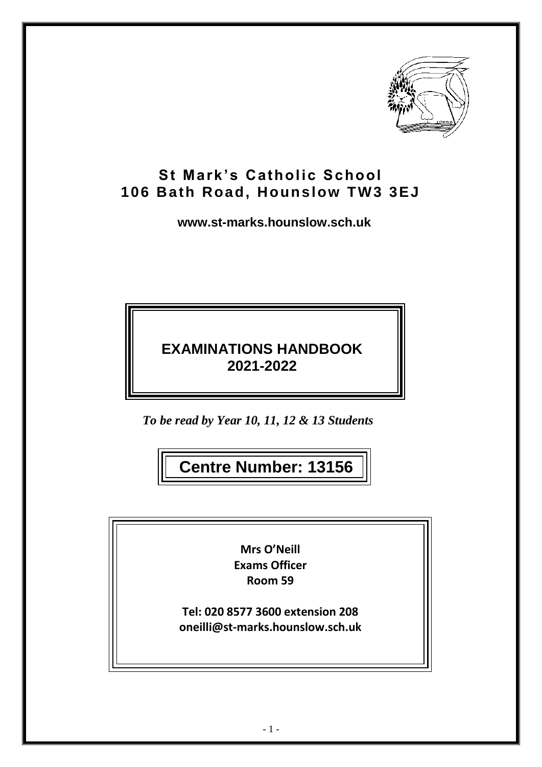# St Mark's Catholic School
## 106 Bath Road, Hounslow TW3 3EJ

**www.st-marks.hounslow.sch.uk**

## EXAMINATIONS HANDBOOK
## 2021-2022

*To be read by Year 10, 11, 12 & 13 Students*

**Centre Number: 13156**

**Mrs O'Neill**
**Exams Officer**
**Room 59**

**Tel: 020 8577 3600 extension 208**
**oneilli@st-marks.hounslow.sch.uk**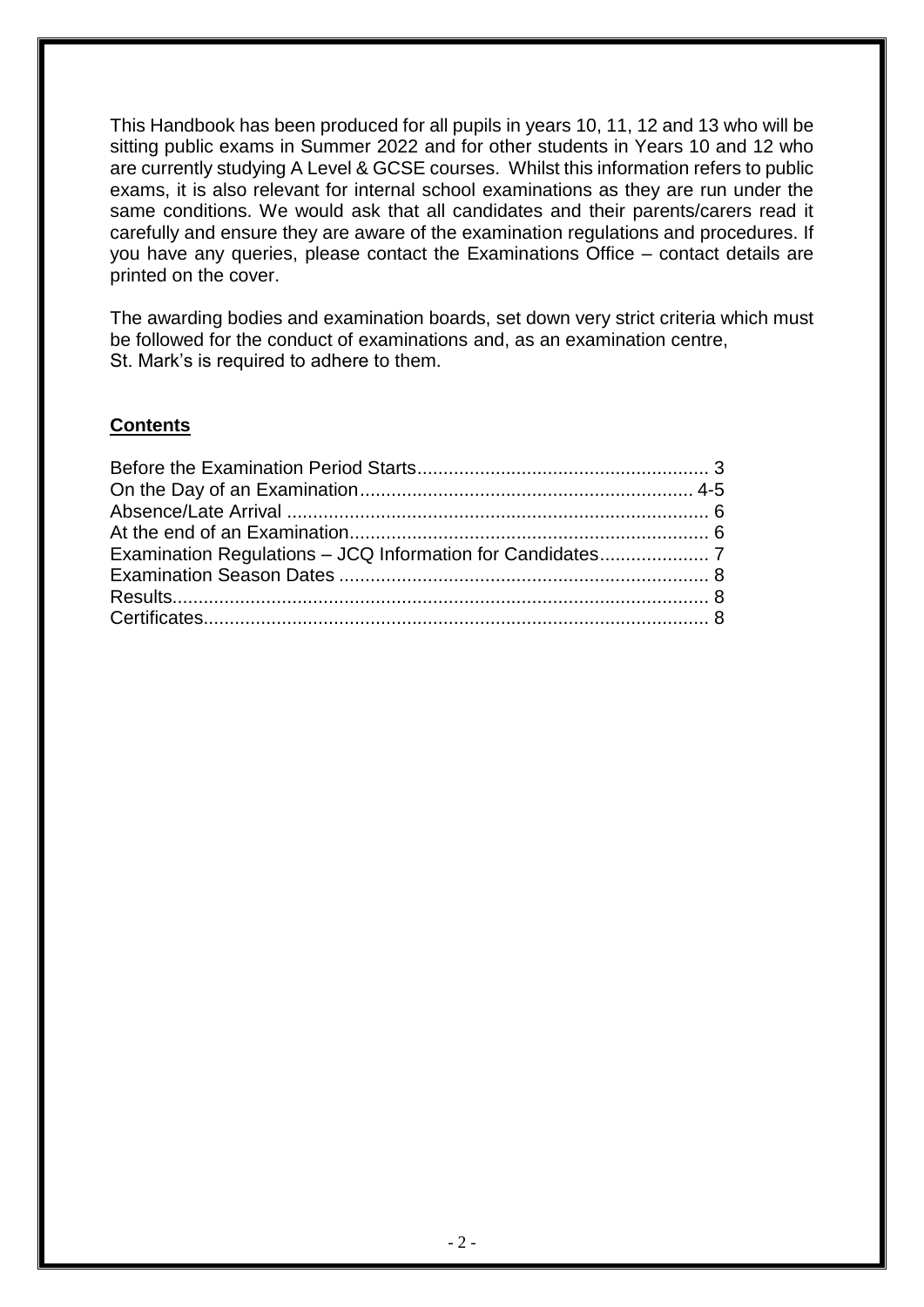This Handbook has been produced for all pupils in years 10, 11, 12 and 13 who will be sitting public exams in Summer 2022 and for other students in Years 10 and 12 who are currently studying A Level & GCSE courses. Whilst this information refers to public exams, it is also relevant for internal school examinations as they are run under the same conditions. We would ask that all candidates and their parents/carers read it carefully and ensure they are aware of the examination regulations and procedures. If you have any queries, please contact the Examinations Office – contact details are printed on the cover.

The awarding bodies and examination boards, set down very strict criteria which must be followed for the conduct of examinations and, as an examination centre, St. Mark's is required to adhere to them.

## **Contents**

| | |
|---|---|
| Before the Examination Period Starts | 3 |
| On the Day of an Examination | 4-5 |
| Absence/Late Arrival | 6 |
| At the end of an Examination | 6 |
| Examination Regulations – JCQ Information for Candidates | 7 |
| Examination Season Dates | 8 |
| Results | 8 |
| Certificates | 8 |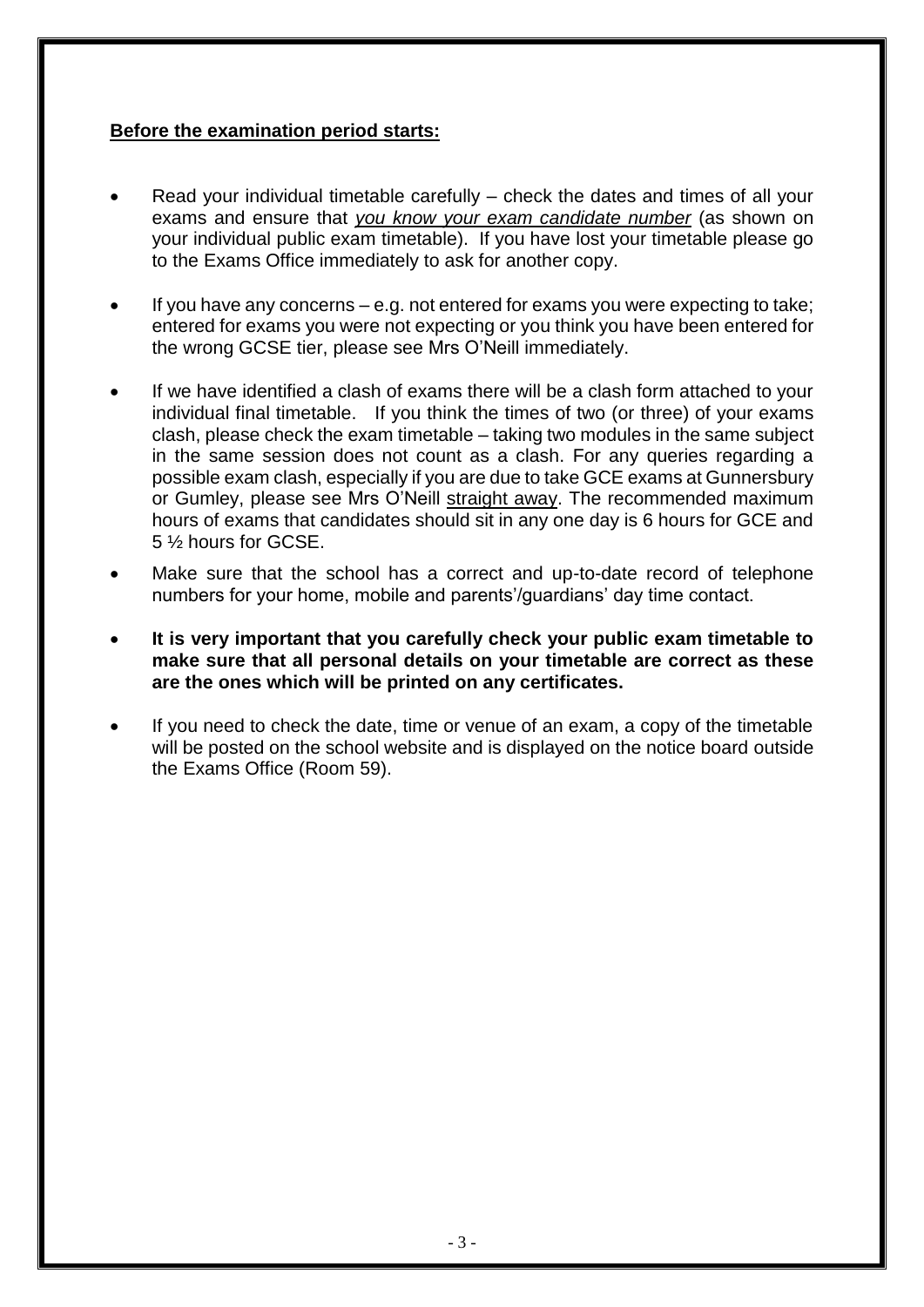**<u>Before the examination period starts:</u>**

- Read your individual timetable carefully – check the dates and times of all your exams and ensure that *<u>you know your exam candidate number</u>* (as shown on your individual public exam timetable). If you have lost your timetable please go to the Exams Office immediately to ask for another copy.

- If you have any concerns – e.g. not entered for exams you were expecting to take; entered for exams you were not expecting or you think you have been entered for the wrong GCSE tier, please see Mrs O'Neill immediately.

- If we have identified a clash of exams there will be a clash form attached to your individual final timetable. If you think the times of two (or three) of your exams clash, please check the exam timetable – taking two modules in the same subject in the same session does not count as a clash. For any queries regarding a possible exam clash, especially if you are due to take GCE exams at Gunnersbury or Gumley, please see Mrs O'Neill <u>straight away</u>. The recommended maximum hours of exams that candidates should sit in any one day is 6 hours for GCE and 5 ½ hours for GCSE.

- Make sure that the school has a correct and up-to-date record of telephone numbers for your home, mobile and parents'/guardians' day time contact.

- **It is very important that you carefully check your public exam timetable to make sure that all personal details on your timetable are correct as these are the ones which will be printed on any certificates.**

- If you need to check the date, time or venue of an exam, a copy of the timetable will be posted on the school website and is displayed on the notice board outside the Exams Office (Room 59).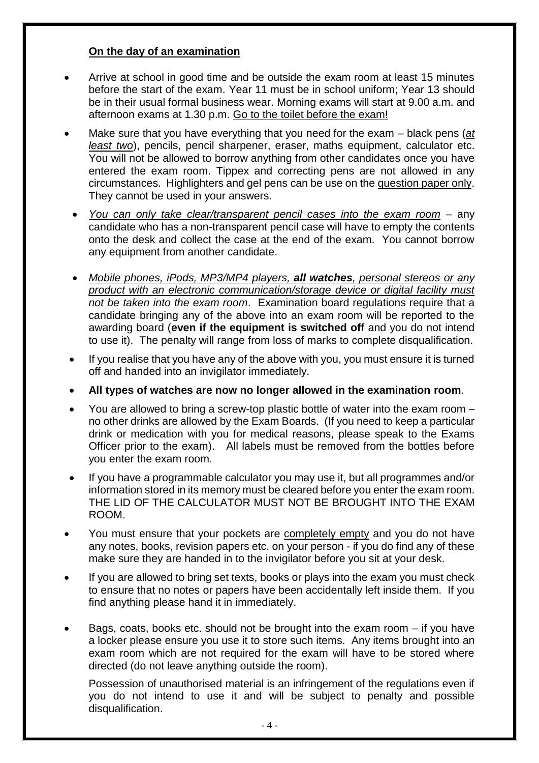**On the day of an examination**

- Arrive at school in good time and be outside the exam room at least 15 minutes before the start of the exam. Year 11 must be in school uniform; Year 13 should be in their usual formal business wear. Morning exams will start at 9.00 a.m. and afternoon exams at 1.30 p.m. Go to the toilet before the exam!

- Make sure that you have everything that you need for the exam – black pens (*at least two*), pencils, pencil sharpener, eraser, maths equipment, calculator etc. You will not be allowed to borrow anything from other candidates once you have entered the exam room. Tippex and correcting pens are not allowed in any circumstances. Highlighters and gel pens can be use on the question paper only. They cannot be used in your answers.

- *You can only take clear/transparent pencil cases into the exam room* – any candidate who has a non-transparent pencil case will have to empty the contents onto the desk and collect the case at the end of the exam. You cannot borrow any equipment from another candidate.

- *Mobile phones, iPods, MP3/MP4 players,* ***all watches****, personal stereos or any product with an electronic communication/storage device or digital facility must not be taken into the exam room*. Examination board regulations require that a candidate bringing any of the above into an exam room will be reported to the awarding board (**even if the equipment is switched off** and you do not intend to use it). The penalty will range from loss of marks to complete disqualification.

- If you realise that you have any of the above with you, you must ensure it is turned off and handed into an invigilator immediately.

- **All types of watches are now no longer allowed in the examination room**.

- You are allowed to bring a screw-top plastic bottle of water into the exam room – no other drinks are allowed by the Exam Boards. (If you need to keep a particular drink or medication with you for medical reasons, please speak to the Exams Officer prior to the exam). All labels must be removed from the bottles before you enter the exam room.

- If you have a programmable calculator you may use it, but all programmes and/or information stored in its memory must be cleared before you enter the exam room. THE LID OF THE CALCULATOR MUST NOT BE BROUGHT INTO THE EXAM ROOM.

- You must ensure that your pockets are completely empty and you do not have any notes, books, revision papers etc. on your person - if you do find any of these make sure they are handed in to the invigilator before you sit at your desk.

- If you are allowed to bring set texts, books or plays into the exam you must check to ensure that no notes or papers have been accidentally left inside them. If you find anything please hand it in immediately.

- Bags, coats, books etc. should not be brought into the exam room – if you have a locker please ensure you use it to store such items. Any items brought into an exam room which are not required for the exam will have to be stored where directed (do not leave anything outside the room).

  Possession of unauthorised material is an infringement of the regulations even if you do not intend to use it and will be subject to penalty and possible disqualification.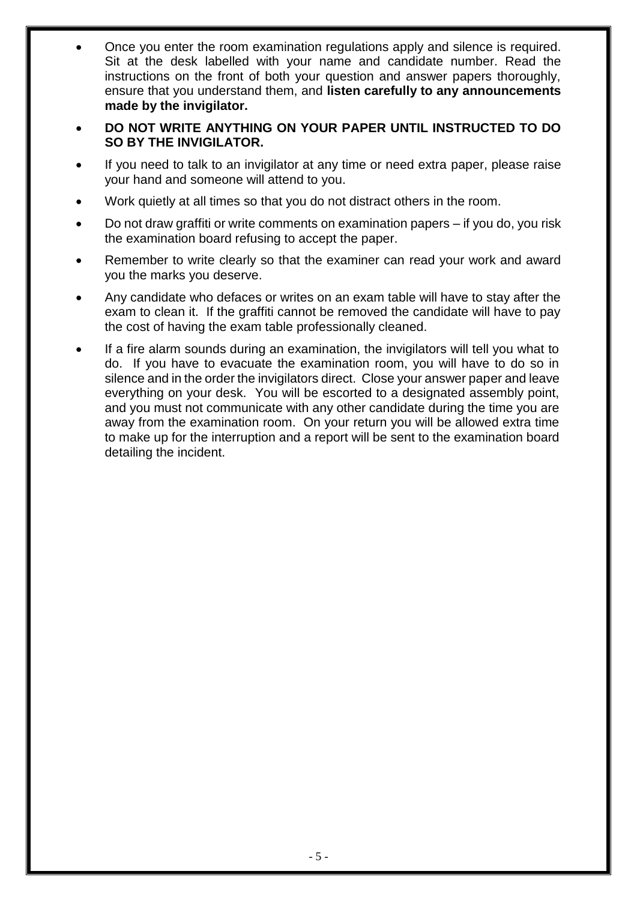- Once you enter the room examination regulations apply and silence is required. Sit at the desk labelled with your name and candidate number. Read the instructions on the front of both your question and answer papers thoroughly, ensure that you understand them, and **listen carefully to any announcements made by the invigilator.**
- **DO NOT WRITE ANYTHING ON YOUR PAPER UNTIL INSTRUCTED TO DO SO BY THE INVIGILATOR.**
- If you need to talk to an invigilator at any time or need extra paper, please raise your hand and someone will attend to you.
- Work quietly at all times so that you do not distract others in the room.
- Do not draw graffiti or write comments on examination papers – if you do, you risk the examination board refusing to accept the paper.
- Remember to write clearly so that the examiner can read your work and award you the marks you deserve.
- Any candidate who defaces or writes on an exam table will have to stay after the exam to clean it. If the graffiti cannot be removed the candidate will have to pay the cost of having the exam table professionally cleaned.
- If a fire alarm sounds during an examination, the invigilators will tell you what to do. If you have to evacuate the examination room, you will have to do so in silence and in the order the invigilators direct. Close your answer paper and leave everything on your desk. You will be escorted to a designated assembly point, and you must not communicate with any other candidate during the time you are away from the examination room. On your return you will be allowed extra time to make up for the interruption and a report will be sent to the examination board detailing the incident.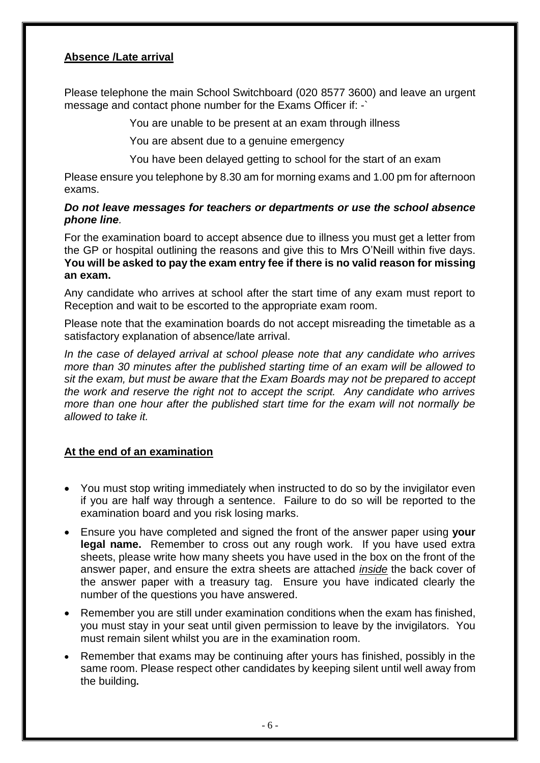## Absence /Late arrival

Please telephone the main School Switchboard (020 8577 3600) and leave an urgent message and contact phone number for the Exams Officer if: -`

You are unable to be present at an exam through illness

You are absent due to a genuine emergency

You have been delayed getting to school for the start of an exam

Please ensure you telephone by 8.30 am for morning exams and 1.00 pm for afternoon exams.

***Do not leave messages for teachers or departments or use the school absence phone line***.

For the examination board to accept absence due to illness you must get a letter from the GP or hospital outlining the reasons and give this to Mrs O'Neill within five days. **You will be asked to pay the exam entry fee if there is no valid reason for missing an exam.**

Any candidate who arrives at school after the start time of any exam must report to Reception and wait to be escorted to the appropriate exam room.

Please note that the examination boards do not accept misreading the timetable as a satisfactory explanation of absence/late arrival.

*In the case of delayed arrival at school please note that any candidate who arrives more than 30 minutes after the published starting time of an exam will be allowed to sit the exam, but must be aware that the Exam Boards may not be prepared to accept the work and reserve the right not to accept the script. Any candidate who arrives more than one hour after the published start time for the exam will not normally be allowed to take it.*

## At the end of an examination

- You must stop writing immediately when instructed to do so by the invigilator even if you are half way through a sentence. Failure to do so will be reported to the examination board and you risk losing marks.
- Ensure you have completed and signed the front of the answer paper using **your legal name.** Remember to cross out any rough work. If you have used extra sheets, please write how many sheets you have used in the box on the front of the answer paper, and ensure the extra sheets are attached *inside* the back cover of the answer paper with a treasury tag. Ensure you have indicated clearly the number of the questions you have answered.
- Remember you are still under examination conditions when the exam has finished, you must stay in your seat until given permission to leave by the invigilators. You must remain silent whilst you are in the examination room.
- Remember that exams may be continuing after yours has finished, possibly in the same room. Please respect other candidates by keeping silent until well away from the building.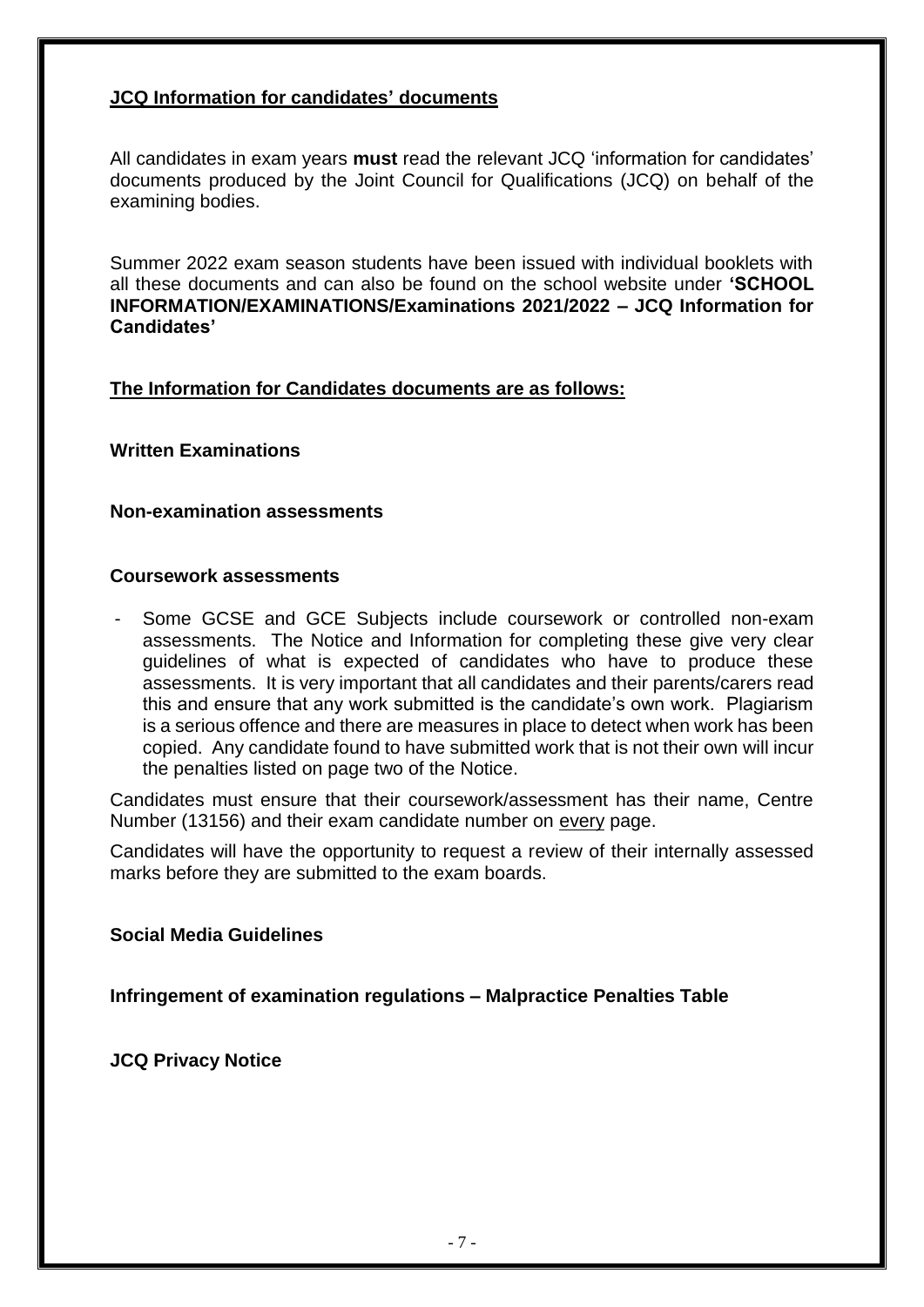## JCQ Information for candidates' documents

All candidates in exam years **must** read the relevant JCQ 'information for candidates' documents produced by the Joint Council for Qualifications (JCQ) on behalf of the examining bodies.

Summer 2022 exam season students have been issued with individual booklets with all these documents and can also be found on the school website under **'SCHOOL INFORMATION/EXAMINATIONS/Examinations 2021/2022 – JCQ Information for Candidates'**

## The Information for Candidates documents are as follows:

**Written Examinations**

**Non-examination assessments**

**Coursework assessments**

- Some GCSE and GCE Subjects include coursework or controlled non-exam assessments. The Notice and Information for completing these give very clear guidelines of what is expected of candidates who have to produce these assessments. It is very important that all candidates and their parents/carers read this and ensure that any work submitted is the candidate's own work. Plagiarism is a serious offence and there are measures in place to detect when work has been copied. Any candidate found to have submitted work that is not their own will incur the penalties listed on page two of the Notice.

Candidates must ensure that their coursework/assessment has their name, Centre Number (13156) and their exam candidate number on every page.

Candidates will have the opportunity to request a review of their internally assessed marks before they are submitted to the exam boards.

**Social Media Guidelines**

**Infringement of examination regulations – Malpractice Penalties Table**

**JCQ Privacy Notice**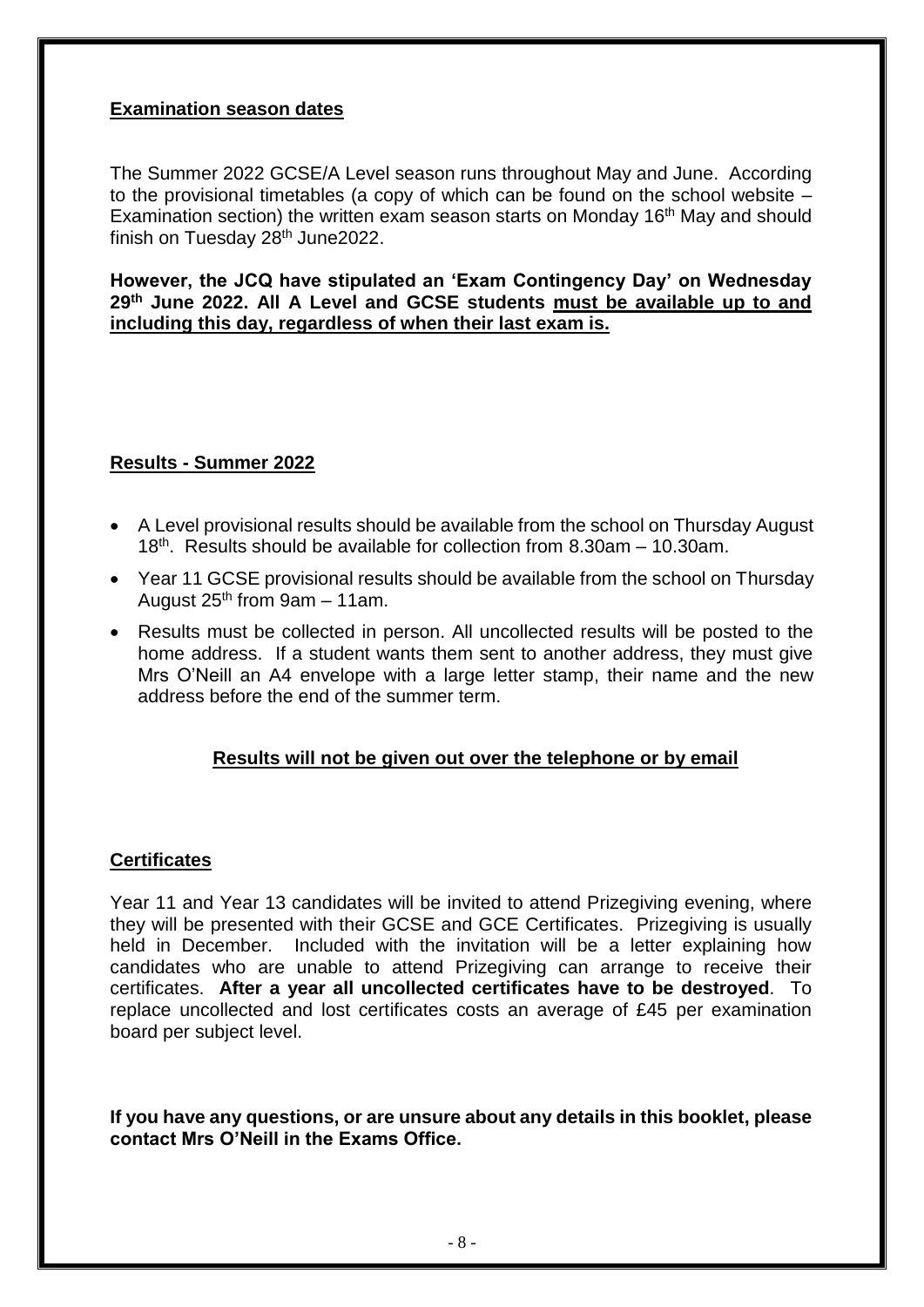**Examination season dates**

The Summer 2022 GCSE/A Level season runs throughout May and June. According to the provisional timetables (a copy of which can be found on the school website – Examination section) the written exam season starts on Monday 16th May and should finish on Tuesday 28th June2022.

**However, the JCQ have stipulated an 'Exam Contingency Day' on Wednesday 29th June 2022. All A Level and GCSE students must be available up to and including this day, regardless of when their last exam is.**

**Results - Summer 2022**

- A Level provisional results should be available from the school on Thursday August 18th. Results should be available for collection from 8.30am – 10.30am.
- Year 11 GCSE provisional results should be available from the school on Thursday August 25th from 9am – 11am.
- Results must be collected in person. All uncollected results will be posted to the home address. If a student wants them sent to another address, they must give Mrs O'Neill an A4 envelope with a large letter stamp, their name and the new address before the end of the summer term.

**Results will not be given out over the telephone or by email**

**Certificates**

Year 11 and Year 13 candidates will be invited to attend Prizegiving evening, where they will be presented with their GCSE and GCE Certificates. Prizegiving is usually held in December. Included with the invitation will be a letter explaining how candidates who are unable to attend Prizegiving can arrange to receive their certificates. **After a year all uncollected certificates have to be destroyed**. To replace uncollected and lost certificates costs an average of £45 per examination board per subject level.

**If you have any questions, or are unsure about any details in this booklet, please contact Mrs O'Neill in the Exams Office.**